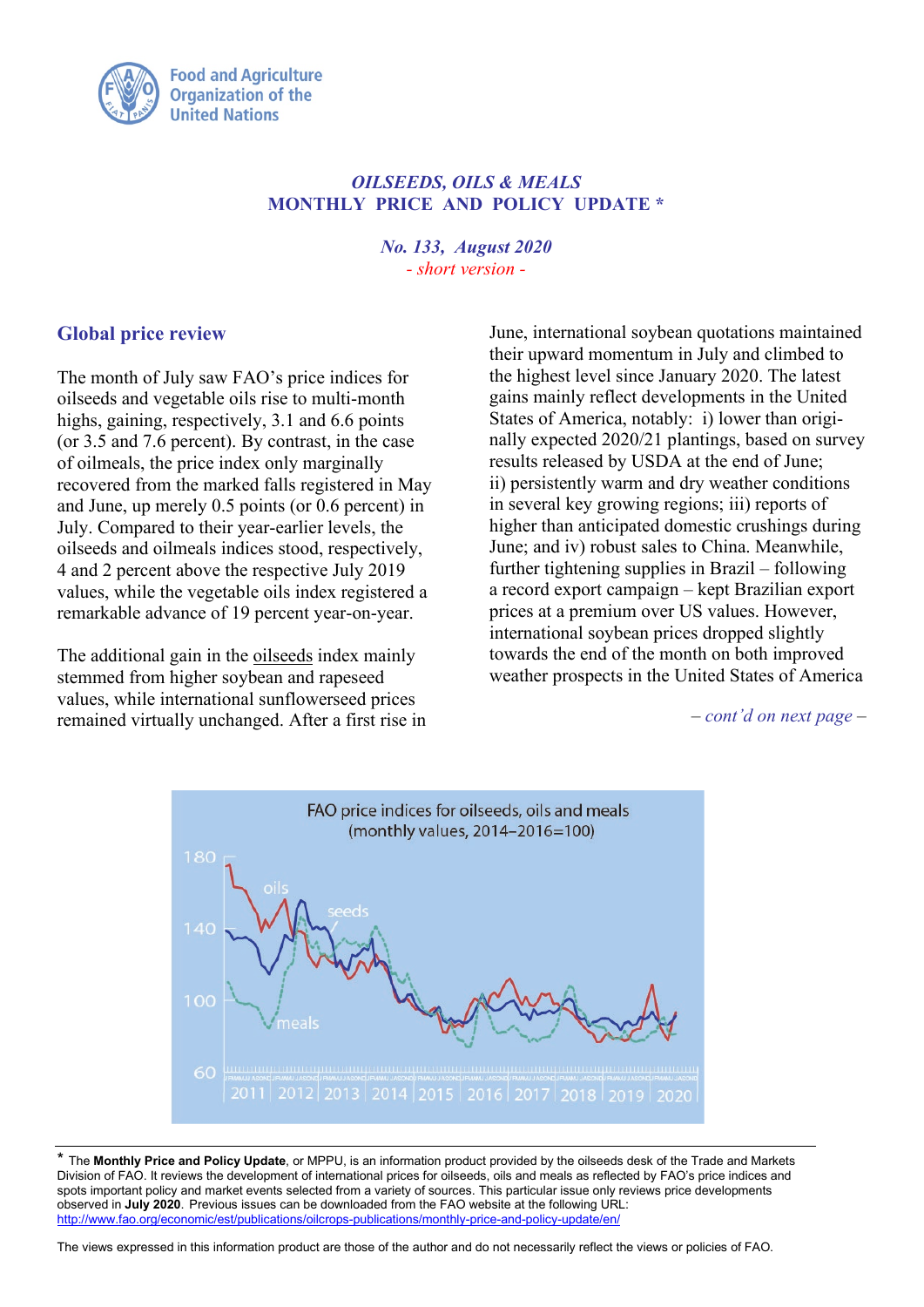Food and Agriculture Organization of the United Nations

*OILSEEDS, OILS & MEALS*

**MONTHLY PRICE AND POLICY UPDATE \***

*No. 133, August 2020*

*- short version -*

## Global price review

The month of July saw FAO's price indices for oilseeds and vegetable oils rise to multi-month highs, gaining, respectively, 3.1 and 6.6 points (or 3.5 and 7.6 percent). By contrast, in the case of oilmeals, the price index only marginally recovered from the marked falls registered in May and June, up merely 0.5 points (or 0.6 percent) in July. Compared to their year-earlier levels, the oilseeds and oilmeals indices stood, respectively, 4 and 2 percent above the respective July 2019 values, while the vegetable oils index registered a remarkable advance of 19 percent year-on-year.

The additional gain in the oilseeds index mainly stemmed from higher soybean and rapeseed values, while international sunflowerseed prices remained virtually unchanged. After a first rise in June, international soybean quotations maintained their upward momentum in July and climbed to the highest level since January 2020. The latest gains mainly reflect developments in the United States of America, notably: i) lower than originally expected 2020/21 plantings, based on survey results released by USDA at the end of June; ii) persistently warm and dry weather conditions in several key growing regions; iii) reports of higher than anticipated domestic crushings during June; and iv) robust sales to China. Meanwhile, further tightening supplies in Brazil – following a record export campaign – kept Brazilian export prices at a premium over US values. However, international soybean prices dropped slightly towards the end of the month on both improved weather prospects in the United States of America

*– cont'd on next page –*

FAO price indices for oilseeds, oils and meals
(monthly values, 2014–2016=100)

180
140
100
60

oils
seeds
meals

2011 2012 2013 2014 2015 2016 2017 2018 2019 2020

\* The **Monthly Price and Policy Update**, or MPPU, is an information product provided by the oilseeds desk of the Trade and Markets Division of FAO. It reviews the development of international prices for oilseeds, oils and meals as reflected by FAO's price indices and spots important policy and market events selected from a variety of sources. This particular issue only reviews price developments observed in **July 2020**. Previous issues can be downloaded from the FAO website at the following URL: http://www.fao.org/economic/est/publications/oilcrops-publications/monthly-price-and-policy-update/en/

The views expressed in this information product are those of the author and do not necessarily reflect the views or policies of FAO.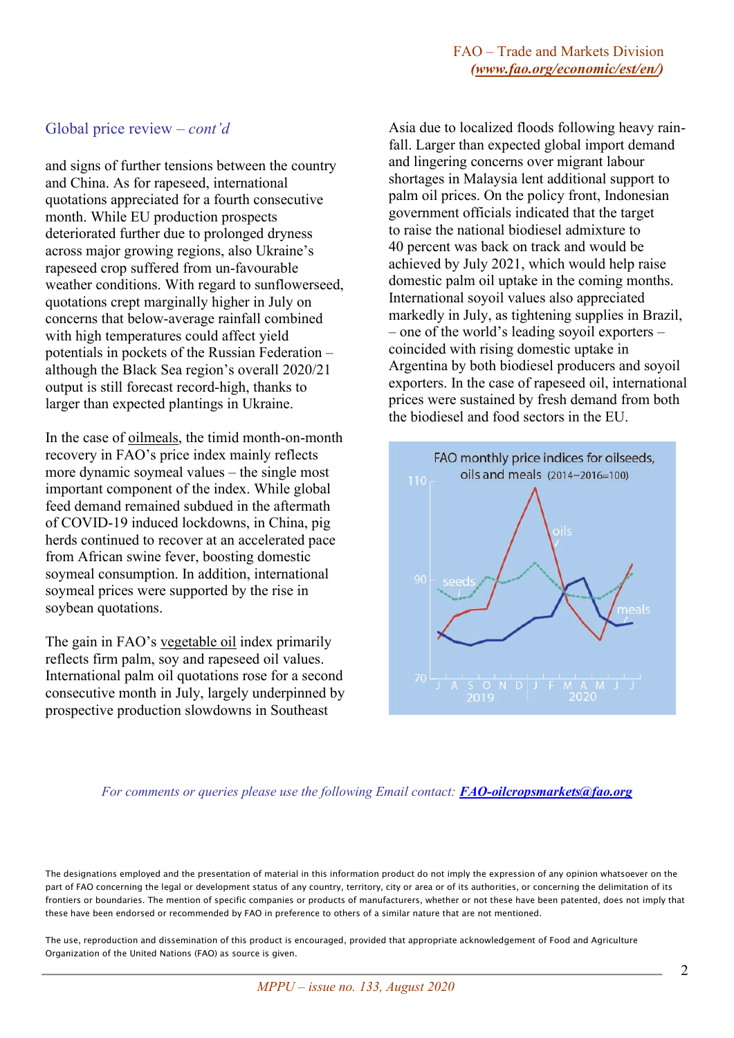## Global price review – *cont'd*

and signs of further tensions between the country and China. As for rapeseed, international quotations appreciated for a fourth consecutive month. While EU production prospects deteriorated further due to prolonged dryness across major growing regions, also Ukraine's rapeseed crop suffered from un-favourable weather conditions. With regard to sunflowerseed, quotations crept marginally higher in July on concerns that below-average rainfall combined with high temperatures could affect yield potentials in pockets of the Russian Federation – although the Black Sea region's overall 2020/21 output is still forecast record-high, thanks to larger than expected plantings in Ukraine.

In the case of oilmeals, the timid month-on-month recovery in FAO's price index mainly reflects more dynamic soymeal values – the single most important component of the index. While global feed demand remained subdued in the aftermath of COVID-19 induced lockdowns, in China, pig herds continued to recover at an accelerated pace from African swine fever, boosting domestic soymeal consumption. In addition, international soymeal prices were supported by the rise in soybean quotations.

The gain in FAO's vegetable oil index primarily reflects firm palm, soy and rapeseed oil values. International palm oil quotations rose for a second consecutive month in July, largely underpinned by prospective production slowdowns in Southeast Asia due to localized floods following heavy rainfall. Larger than expected global import demand and lingering concerns over migrant labour shortages in Malaysia lent additional support to palm oil prices. On the policy front, Indonesian government officials indicated that the target to raise the national biodiesel admixture to 40 percent was back on track and would be achieved by July 2021, which would help raise domestic palm oil uptake in the coming months. International soyoil values also appreciated markedly in July, as tightening supplies in Brazil, – one of the world's leading soyoil exporters – coincided with rising domestic uptake in Argentina by both biodiesel producers and soyoil exporters. In the case of rapeseed oil, international prices were sustained by fresh demand from both the biodiesel and food sectors in the EU.

FAO monthly price indices for oilseeds, oils and meals (2014–2016=100)

*For comments or queries please use the following Email contact:* ***FAO-oilcropsmarkets@fao.org***

The designations employed and the presentation of material in this information product do not imply the expression of any opinion whatsoever on the part of FAO concerning the legal or development status of any country, territory, city or area or of its authorities, or concerning the delimitation of its frontiers or boundaries. The mention of specific companies or products of manufacturers, whether or not these have been patented, does not imply that these have been endorsed or recommended by FAO in preference to others of a similar nature that are not mentioned.

The use, reproduction and dissemination of this product is encouraged, provided that appropriate acknowledgement of Food and Agriculture Organization of the United Nations (FAO) as source is given.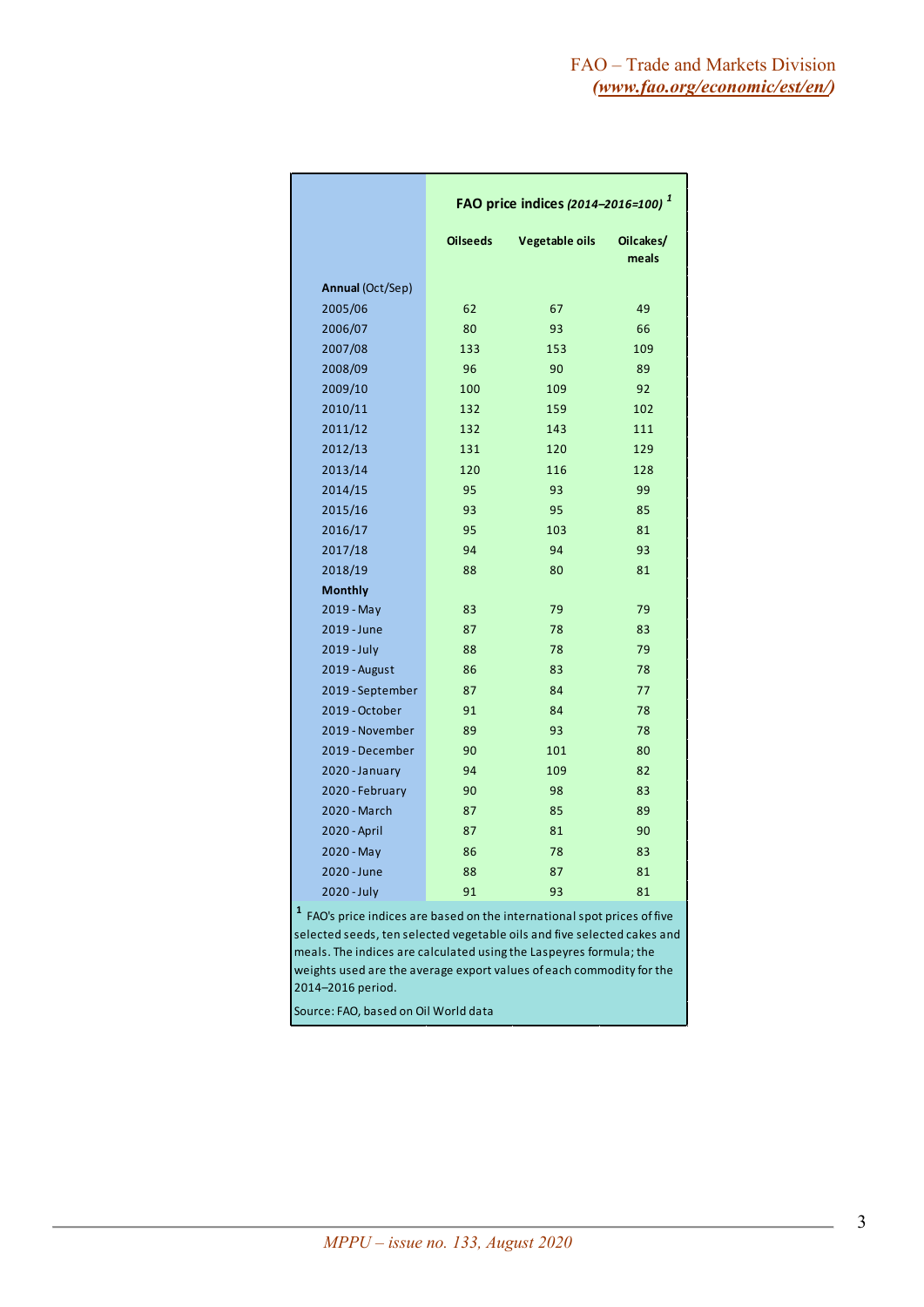| | FAO price indices *(2014–2016=100)* [1] | | |
|---|---|---|---|
| | **Oilseeds** | **Vegetable oils** | **Oilcakes/ meals** |
| **Annual** (Oct/Sep) | | | |
| 2005/06 | 62 | 67 | 49 |
| 2006/07 | 80 | 93 | 66 |
| 2007/08 | 133 | 153 | 109 |
| 2008/09 | 96 | 90 | 89 |
| 2009/10 | 100 | 109 | 92 |
| 2010/11 | 132 | 159 | 102 |
| 2011/12 | 132 | 143 | 111 |
| 2012/13 | 131 | 120 | 129 |
| 2013/14 | 120 | 116 | 128 |
| 2014/15 | 95 | 93 | 99 |
| 2015/16 | 93 | 95 | 85 |
| 2016/17 | 95 | 103 | 81 |
| 2017/18 | 94 | 94 | 93 |
| 2018/19 | 88 | 80 | 81 |
| **Monthly** | | | |
| 2019 - May | 83 | 79 | 79 |
| 2019 - June | 87 | 78 | 83 |
| 2019 - July | 88 | 78 | 79 |
| 2019 - August | 86 | 83 | 78 |
| 2019 - September | 87 | 84 | 77 |
| 2019 - October | 91 | 84 | 78 |
| 2019 - November | 89 | 93 | 78 |
| 2019 - December | 90 | 101 | 80 |
| 2020 - January | 94 | 109 | 82 |
| 2020 - February | 90 | 98 | 83 |
| 2020 - March | 87 | 85 | 89 |
| 2020 - April | 87 | 81 | 90 |
| 2020 - May | 86 | 78 | 83 |
| 2020 - June | 88 | 87 | 81 |
| 2020 - July | 91 | 93 | 81 |

[1] FAO's price indices are based on the international spot prices of five selected seeds, ten selected vegetable oils and five selected cakes and meals. The indices are calculated using the Laspeyres formula; the weights used are the average export values of each commodity for the 2014–2016 period.

Source: FAO, based on Oil World data